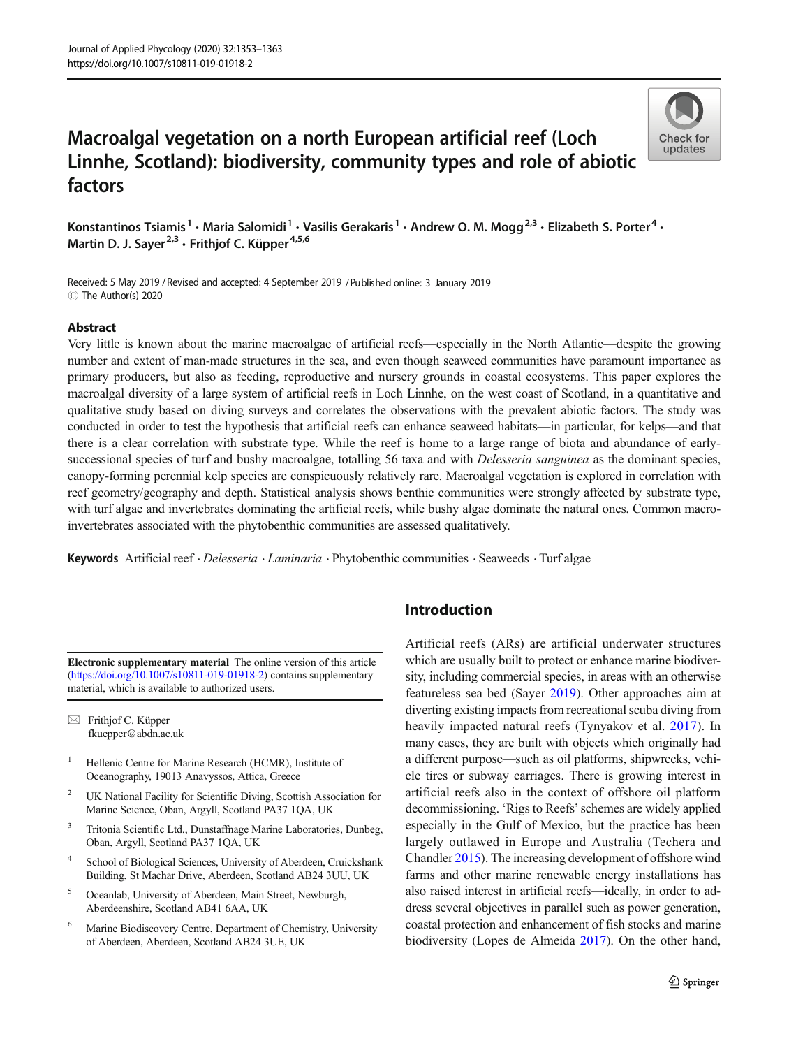# Macroalgal vegetation on a north European artificial reef (Loch Linnhe, Scotland): biodiversity, community types and role of abiotic factors

Konstantinos Tsiamis[1] · Maria Salomidi[1] · Vasilis Gerakaris[1] · Andrew O. M. Mogg[2,3] · Elizabeth S. Porter[4] · Martin D. J. Sayer[2,3] · Frithjof C. Küpper[4,5,6]

Received: 5 May 2019 / Revised and accepted: 4 September 2019 / Published online: 3 January 2019
© The Author(s) 2020

## Abstract

Very little is known about the marine macroalgae of artificial reefs—especially in the North Atlantic—despite the growing number and extent of man-made structures in the sea, and even though seaweed communities have paramount importance as primary producers, but also as feeding, reproductive and nursery grounds in coastal ecosystems. This paper explores the macroalgal diversity of a large system of artificial reefs in Loch Linnhe, on the west coast of Scotland, in a quantitative and qualitative study based on diving surveys and correlates the observations with the prevalent abiotic factors. The study was conducted in order to test the hypothesis that artificial reefs can enhance seaweed habitats—in particular, for kelps—and that there is a clear correlation with substrate type. While the reef is home to a large range of biota and abundance of early-successional species of turf and bushy macroalgae, totalling 56 taxa and with *Delesseria sanguinea* as the dominant species, canopy-forming perennial kelp species are conspicuously relatively rare. Macroalgal vegetation is explored in correlation with reef geometry/geography and depth. Statistical analysis shows benthic communities were strongly affected by substrate type, with turf algae and invertebrates dominating the artificial reefs, while bushy algae dominate the natural ones. Common macro-invertebrates associated with the phytobenthic communities are assessed qualitatively.

**Keywords** Artificial reef · *Delesseria* · *Laminaria* · Phytobenthic communities · Seaweeds · Turf algae

## Introduction

Artificial reefs (ARs) are artificial underwater structures which are usually built to protect or enhance marine biodiversity, including commercial species, in areas with an otherwise featureless sea bed (Sayer 2019). Other approaches aim at diverting existing impacts from recreational scuba diving from heavily impacted natural reefs (Tynyakov et al. 2017). In many cases, they are built with objects which originally had a different purpose—such as oil platforms, shipwrecks, vehicle tires or subway carriages. There is growing interest in artificial reefs also in the context of offshore oil platform decommissioning. 'Rigs to Reefs' schemes are widely applied especially in the Gulf of Mexico, but the practice has been largely outlawed in Europe and Australia (Techera and Chandler 2015). The increasing development of offshore wind farms and other marine renewable energy installations has also raised interest in artificial reefs—ideally, in order to address several objectives in parallel such as power generation, coastal protection and enhancement of fish stocks and marine biodiversity (Lopes de Almeida 2017). On the other hand,

---

**Electronic supplementary material** The online version of this article (https://doi.org/10.1007/s10811-019-01918-2) contains supplementary material, which is available to authorized users.

✉ Frithjof C. Küpper
fkuepper@abdn.ac.uk

1 Hellenic Centre for Marine Research (HCMR), Institute of Oceanography, 19013 Anavyssos, Attica, Greece

2 UK National Facility for Scientific Diving, Scottish Association for Marine Science, Oban, Argyll, Scotland PA37 1QA, UK

3 Tritonia Scientific Ltd., Dunstaffnage Marine Laboratories, Dunbeg, Oban, Argyll, Scotland PA37 1QA, UK

4 School of Biological Sciences, University of Aberdeen, Cruickshank Building, St Machar Drive, Aberdeen, Scotland AB24 3UU, UK

5 Oceanlab, University of Aberdeen, Main Street, Newburgh, Aberdeenshire, Scotland AB41 6AA, UK

6 Marine Biodiscovery Centre, Department of Chemistry, University of Aberdeen, Aberdeen, Scotland AB24 3UE, UK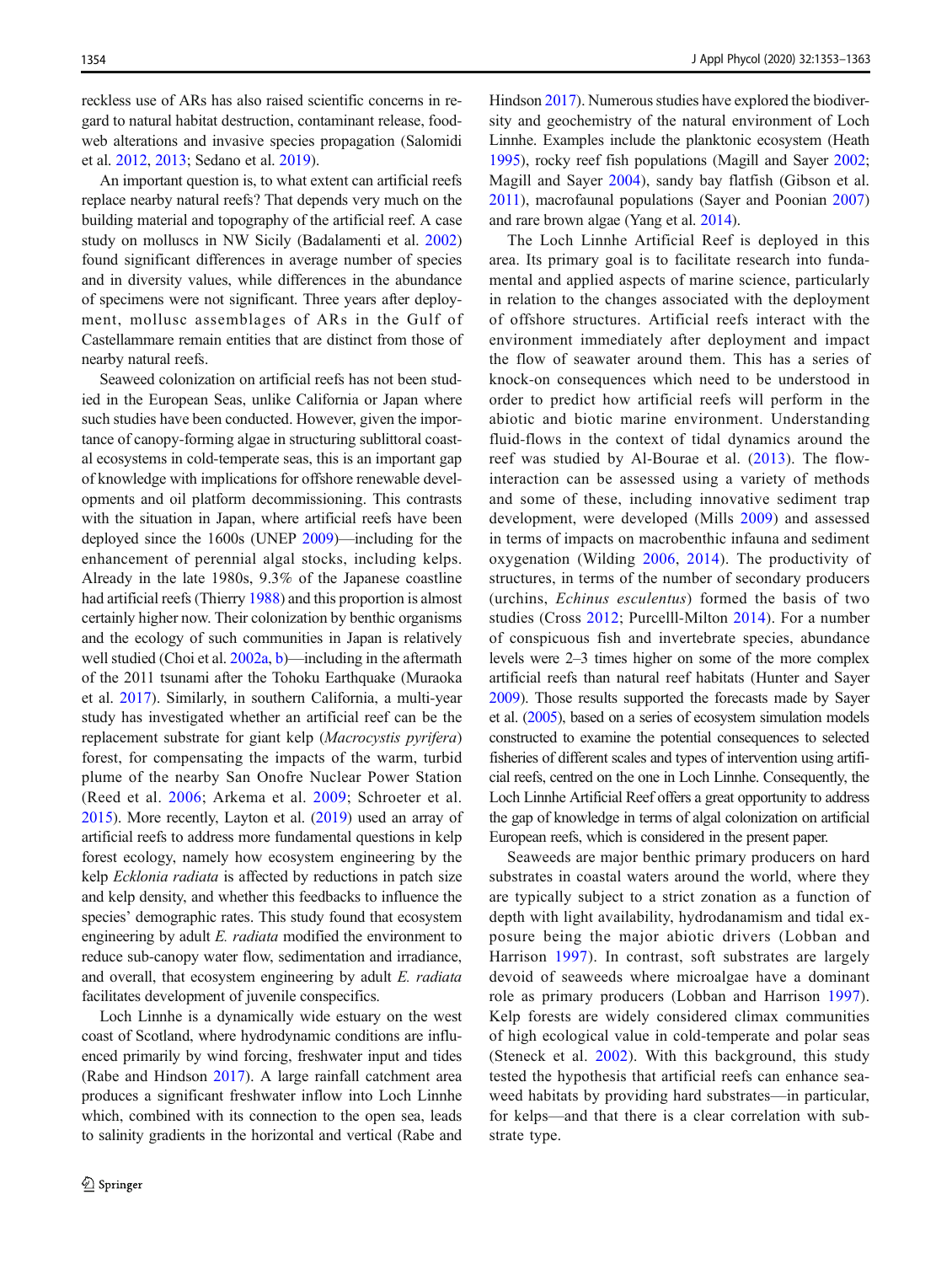reckless use of ARs has also raised scientific concerns in regard to natural habitat destruction, contaminant release, food-web alterations and invasive species propagation (Salomidi et al. 2012, 2013; Sedano et al. 2019).

An important question is, to what extent can artificial reefs replace nearby natural reefs? That depends very much on the building material and topography of the artificial reef. A case study on molluscs in NW Sicily (Badalamenti et al. 2002) found significant differences in average number of species and in diversity values, while differences in the abundance of specimens were not significant. Three years after deployment, mollusc assemblages of ARs in the Gulf of Castellammare remain entities that are distinct from those of nearby natural reefs.

Seaweed colonization on artificial reefs has not been studied in the European Seas, unlike California or Japan where such studies have been conducted. However, given the importance of canopy-forming algae in structuring sublittoral coastal ecosystems in cold-temperate seas, this is an important gap of knowledge with implications for offshore renewable developments and oil platform decommissioning. This contrasts with the situation in Japan, where artificial reefs have been deployed since the 1600s (UNEP 2009)—including for the enhancement of perennial algal stocks, including kelps. Already in the late 1980s, 9.3% of the Japanese coastline had artificial reefs (Thierry 1988) and this proportion is almost certainly higher now. Their colonization by benthic organisms and the ecology of such communities in Japan is relatively well studied (Choi et al. 2002a, b)—including in the aftermath of the 2011 tsunami after the Tohoku Earthquake (Muraoka et al. 2017). Similarly, in southern California, a multi-year study has investigated whether an artificial reef can be the replacement substrate for giant kelp (*Macrocystis pyrifera*) forest, for compensating the impacts of the warm, turbid plume of the nearby San Onofre Nuclear Power Station (Reed et al. 2006; Arkema et al. 2009; Schroeter et al. 2015). More recently, Layton et al. (2019) used an array of artificial reefs to address more fundamental questions in kelp forest ecology, namely how ecosystem engineering by the kelp *Ecklonia radiata* is affected by reductions in patch size and kelp density, and whether this feedbacks to influence the species' demographic rates. This study found that ecosystem engineering by adult *E. radiata* modified the environment to reduce sub-canopy water flow, sedimentation and irradiance, and overall, that ecosystem engineering by adult *E. radiata* facilitates development of juvenile conspecifics.

Loch Linnhe is a dynamically wide estuary on the west coast of Scotland, where hydrodynamic conditions are influenced primarily by wind forcing, freshwater input and tides (Rabe and Hindson 2017). A large rainfall catchment area produces a significant freshwater inflow into Loch Linnhe which, combined with its connection to the open sea, leads to salinity gradients in the horizontal and vertical (Rabe and Hindson 2017). Numerous studies have explored the biodiversity and geochemistry of the natural environment of Loch Linnhe. Examples include the planktonic ecosystem (Heath 1995), rocky reef fish populations (Magill and Sayer 2002; Magill and Sayer 2004), sandy bay flatfish (Gibson et al. 2011), macrofaunal populations (Sayer and Poonian 2007) and rare brown algae (Yang et al. 2014).

The Loch Linnhe Artificial Reef is deployed in this area. Its primary goal is to facilitate research into fundamental and applied aspects of marine science, particularly in relation to the changes associated with the deployment of offshore structures. Artificial reefs interact with the environment immediately after deployment and impact the flow of seawater around them. This has a series of knock-on consequences which need to be understood in order to predict how artificial reefs will perform in the abiotic and biotic marine environment. Understanding fluid-flows in the context of tidal dynamics around the reef was studied by Al-Bourae et al. (2013). The flow-interaction can be assessed using a variety of methods and some of these, including innovative sediment trap development, were developed (Mills 2009) and assessed in terms of impacts on macrobenthic infauna and sediment oxygenation (Wilding 2006, 2014). The productivity of structures, in terms of the number of secondary producers (urchins, *Echinus esculentus*) formed the basis of two studies (Cross 2012; Purcelll-Milton 2014). For a number of conspicuous fish and invertebrate species, abundance levels were 2–3 times higher on some of the more complex artificial reefs than natural reef habitats (Hunter and Sayer 2009). Those results supported the forecasts made by Sayer et al. (2005), based on a series of ecosystem simulation models constructed to examine the potential consequences to selected fisheries of different scales and types of intervention using artificial reefs, centred on the one in Loch Linnhe. Consequently, the Loch Linnhe Artificial Reef offers a great opportunity to address the gap of knowledge in terms of algal colonization on artificial European reefs, which is considered in the present paper.

Seaweeds are major benthic primary producers on hard substrates in coastal waters around the world, where they are typically subject to a strict zonation as a function of depth with light availability, hydrodanamism and tidal exposure being the major abiotic drivers (Lobban and Harrison 1997). In contrast, soft substrates are largely devoid of seaweeds where microalgae have a dominant role as primary producers (Lobban and Harrison 1997). Kelp forests are widely considered climax communities of high ecological value in cold-temperate and polar seas (Steneck et al. 2002). With this background, this study tested the hypothesis that artificial reefs can enhance seaweed habitats by providing hard substrates—in particular, for kelps—and that there is a clear correlation with substrate type.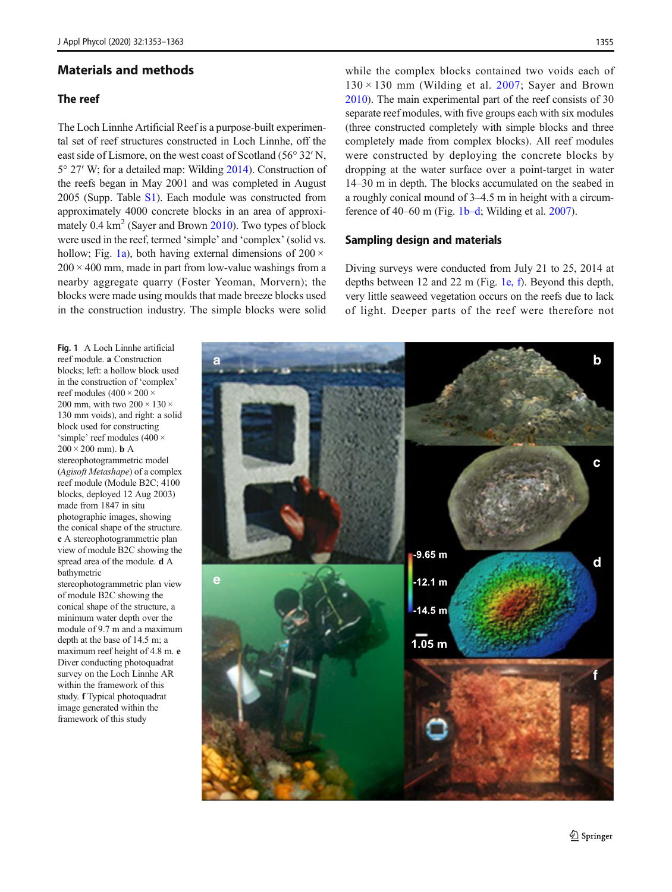## Materials and methods

### The reef

The Loch Linnhe Artificial Reef is a purpose-built experimental set of reef structures constructed in Loch Linnhe, off the east side of Lismore, on the west coast of Scotland (56° 32′ N, 5° 27′ W; for a detailed map: Wilding 2014). Construction of the reefs began in May 2001 and was completed in August 2005 (Supp. Table S1). Each module was constructed from approximately 4000 concrete blocks in an area of approximately 0.4 km$^2$ (Sayer and Brown 2010). Two types of block were used in the reef, termed 'simple' and 'complex' (solid vs. hollow; Fig. 1a), both having external dimensions of 200 × 200 × 400 mm, made in part from low-value washings from a nearby aggregate quarry (Foster Yeoman, Morvern); the blocks were made using moulds that made breeze blocks used in the construction industry. The simple blocks were solid while the complex blocks contained two voids each of 130 × 130 mm (Wilding et al. 2007; Sayer and Brown 2010). The main experimental part of the reef consists of 30 separate reef modules, with five groups each with six modules (three constructed completely with simple blocks and three completely made from complex blocks). All reef modules were constructed by deploying the concrete blocks by dropping at the water surface over a point-target in water 14–30 m in depth. The blocks accumulated on the seabed in a roughly conical mound of 3–4.5 m in height with a circumference of 40–60 m (Fig. 1b–d; Wilding et al. 2007).

### Sampling design and materials

Diving surveys were conducted from July 21 to 25, 2014 at depths between 12 and 22 m (Fig. 1e, f). Beyond this depth, very little seaweed vegetation occurs on the reefs due to lack of light. Deeper parts of the reef were therefore not

**Fig. 1** A Loch Linnhe artificial reef module. **a** Construction blocks; left: a hollow block used in the construction of 'complex' reef modules (400 × 200 × 200 mm, with two 200 × 130 × 130 mm voids), and right: a solid block used for constructing 'simple' reef modules (400 × 200 × 200 mm). **b** A stereophotogrammetric model (*Agisoft Metashape*) of a complex reef module (Module B2C; 4100 blocks, deployed 12 Aug 2003) made from 1847 in situ photographic images, showing the conical shape of the structure. **c** A stereophotogrammetric plan view of module B2C showing the spread area of the module. **d** A bathymetric stereophotogrammetric plan view of module B2C showing the conical shape of the structure, a minimum water depth over the module of 9.7 m and a maximum depth at the base of 14.5 m; a maximum reef height of 4.8 m. **e** Diver conducting photoquadrat survey on the Loch Linnhe AR within the framework of this study. **f** Typical photoquadrat image generated within the framework of this study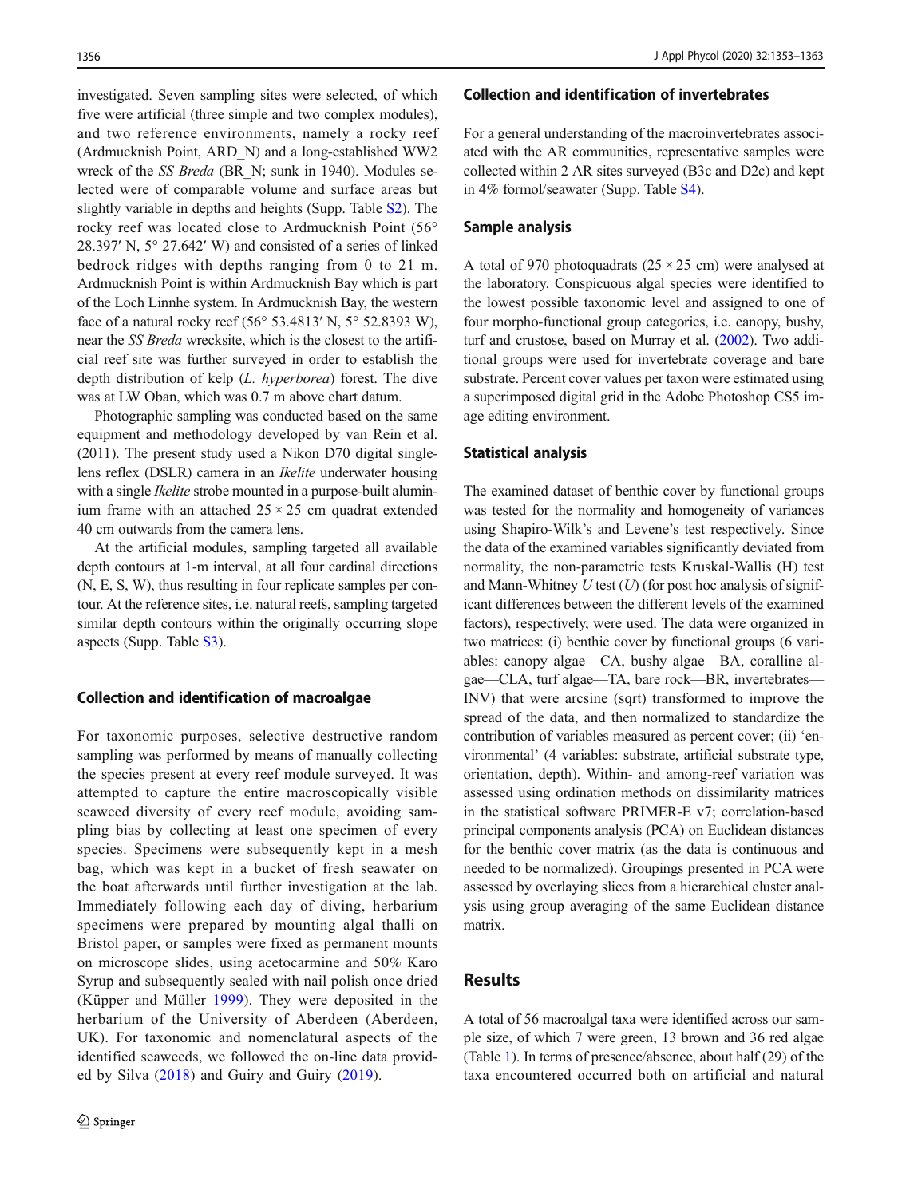investigated. Seven sampling sites were selected, of which five were artificial (three simple and two complex modules), and two reference environments, namely a rocky reef (Ardmucknish Point, ARD_N) and a long-established WW2 wreck of the *SS Breda* (BR_N; sunk in 1940). Modules selected were of comparable volume and surface areas but slightly variable in depths and heights (Supp. Table S2). The rocky reef was located close to Ardmucknish Point (56° 28.397′ N, 5° 27.642′ W) and consisted of a series of linked bedrock ridges with depths ranging from 0 to 21 m. Ardmucknish Point is within Ardmucknish Bay which is part of the Loch Linnhe system. In Ardmucknish Bay, the western face of a natural rocky reef (56° 53.4813′ N, 5° 52.8393 W), near the *SS Breda* wrecksite, which is the closest to the artificial reef site was further surveyed in order to establish the depth distribution of kelp (*L. hyperborea*) forest. The dive was at LW Oban, which was 0.7 m above chart datum.

Photographic sampling was conducted based on the same equipment and methodology developed by van Rein et al. (2011). The present study used a Nikon D70 digital single-lens reflex (DSLR) camera in an *Ikelite* underwater housing with a single *Ikelite* strobe mounted in a purpose-built aluminium frame with an attached 25 × 25 cm quadrat extended 40 cm outwards from the camera lens.

At the artificial modules, sampling targeted all available depth contours at 1-m interval, at all four cardinal directions (N, E, S, W), thus resulting in four replicate samples per contour. At the reference sites, i.e. natural reefs, sampling targeted similar depth contours within the originally occurring slope aspects (Supp. Table S3).

### Collection and identification of macroalgae

For taxonomic purposes, selective destructive random sampling was performed by means of manually collecting the species present at every reef module surveyed. It was attempted to capture the entire macroscopically visible seaweed diversity of every reef module, avoiding sampling bias by collecting at least one specimen of every species. Specimens were subsequently kept in a mesh bag, which was kept in a bucket of fresh seawater on the boat afterwards until further investigation at the lab. Immediately following each day of diving, herbarium specimens were prepared by mounting algal thalli on Bristol paper, or samples were fixed as permanent mounts on microscope slides, using acetocarmine and 50% Karo Syrup and subsequently sealed with nail polish once dried (Küpper and Müller 1999). They were deposited in the herbarium of the University of Aberdeen (Aberdeen, UK). For taxonomic and nomenclatural aspects of the identified seaweeds, we followed the on-line data provided by Silva (2018) and Guiry and Guiry (2019).

### Collection and identification of invertebrates

For a general understanding of the macroinvertebrates associated with the AR communities, representative samples were collected within 2 AR sites surveyed (B3c and D2c) and kept in 4% formol/seawater (Supp. Table S4).

### Sample analysis

A total of 970 photoquadrats (25 × 25 cm) were analysed at the laboratory. Conspicuous algal species were identified to the lowest possible taxonomic level and assigned to one of four morpho-functional group categories, i.e. canopy, bushy, turf and crustose, based on Murray et al. (2002). Two additional groups were used for invertebrate coverage and bare substrate. Percent cover values per taxon were estimated using a superimposed digital grid in the Adobe Photoshop CS5 image editing environment.

### Statistical analysis

The examined dataset of benthic cover by functional groups was tested for the normality and homogeneity of variances using Shapiro-Wilk's and Levene's test respectively. Since the data of the examined variables significantly deviated from normality, the non-parametric tests Kruskal-Wallis (H) test and Mann-Whitney *U* test (*U*) (for post hoc analysis of significant differences between the different levels of the examined factors), respectively, were used. The data were organized in two matrices: (i) benthic cover by functional groups (6 variables: canopy algae—CA, bushy algae—BA, coralline algae—CLA, turf algae—TA, bare rock—BR, invertebrates—INV) that were arcsine (sqrt) transformed to improve the spread of the data, and then normalized to standardize the contribution of variables measured as percent cover; (ii) 'environmental' (4 variables: substrate, artificial substrate type, orientation, depth). Within- and among-reef variation was assessed using ordination methods on dissimilarity matrices in the statistical software PRIMER-E v7; correlation-based principal components analysis (PCA) on Euclidean distances for the benthic cover matrix (as the data is continuous and needed to be normalized). Groupings presented in PCA were assessed by overlaying slices from a hierarchical cluster analysis using group averaging of the same Euclidean distance matrix.

## Results

A total of 56 macroalgal taxa were identified across our sample size, of which 7 were green, 13 brown and 36 red algae (Table 1). In terms of presence/absence, about half (29) of the taxa encountered occurred both on artificial and natural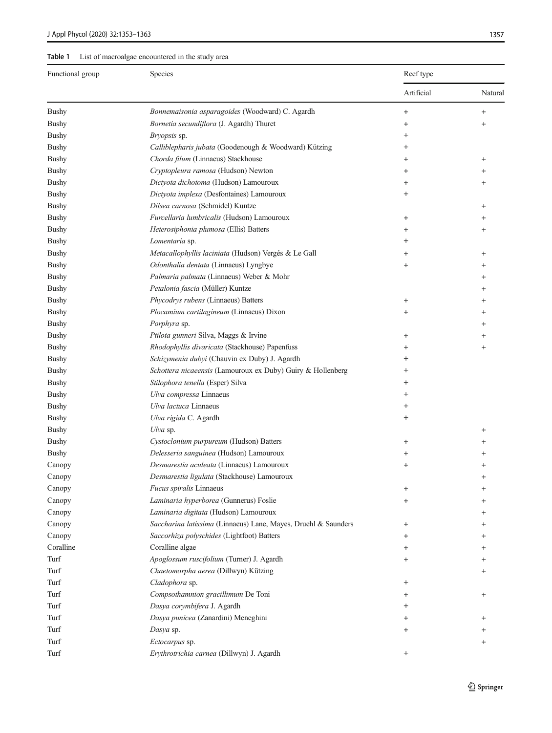**Table 1** List of macroalgae encountered in the study area

| Functional group | Species | Reef type | |
|---|---|---|---|
| | | Artificial | Natural |
| Bushy | *Bonnemaisonia asparagoides* (Woodward) C. Agardh | + | + |
| Bushy | *Bornetia secundiflora* (J. Agardh) Thuret | + | + |
| Bushy | *Bryopsis* sp. | + | |
| Bushy | *Calliblepharis jubata* (Goodenough & Woodward) Kützing | + | |
| Bushy | *Chorda filum* (Linnaeus) Stackhouse | + | + |
| Bushy | *Cryptopleura ramosa* (Hudson) Newton | + | + |
| Bushy | *Dictyota dichotoma* (Hudson) Lamouroux | + | + |
| Bushy | *Dictyota implexa* (Desfontaines) Lamouroux | + | |
| Bushy | *Dilsea carnosa* (Schmidel) Kuntze | | + |
| Bushy | *Furcellaria lumbricalis* (Hudson) Lamouroux | + | + |
| Bushy | *Heterosiphonia plumosa* (Ellis) Batters | + | + |
| Bushy | *Lomentaria* sp. | + | |
| Bushy | *Metacallophyllis laciniata* (Hudson) Vergés & Le Gall | + | + |
| Bushy | *Odonthalia dentata* (Linnaeus) Lyngbye | + | + |
| Bushy | *Palmaria palmata* (Linnaeus) Weber & Mohr | | + |
| Bushy | *Petalonia fascia* (Müller) Kuntze | | + |
| Bushy | *Phycodrys rubens* (Linnaeus) Batters | + | + |
| Bushy | *Plocamium cartilagineum* (Linnaeus) Dixon | + | + |
| Bushy | *Porphyra* sp. | | + |
| Bushy | *Ptilota gunneri* Silva, Maggs & Irvine | + | + |
| Bushy | *Rhodophyllis divaricata* (Stackhouse) Papenfuss | + | + |
| Bushy | *Schizymenia dubyi* (Chauvin ex Duby) J. Agardh | + | |
| Bushy | *Schottera nicaeensis* (Lamouroux ex Duby) Guiry & Hollenberg | + | |
| Bushy | *Stilophora tenella* (Esper) Silva | + | |
| Bushy | *Ulva compressa* Linnaeus | + | |
| Bushy | *Ulva lactuca* Linnaeus | + | |
| Bushy | *Ulva rigida* C. Agardh | + | |
| Bushy | *Ulva* sp. | | + |
| Bushy | *Cystoclonium purpureum* (Hudson) Batters | + | + |
| Bushy | *Delesseria sanguinea* (Hudson) Lamouroux | + | + |
| Canopy | *Desmarestia aculeata* (Linnaeus) Lamouroux | + | + |
| Canopy | *Desmarestia ligulata* (Stackhouse) Lamouroux | | + |
| Canopy | *Fucus spiralis* Linnaeus | + | + |
| Canopy | *Laminaria hyperborea* (Gunnerus) Foslie | + | + |
| Canopy | *Laminaria digitata* (Hudson) Lamouroux | | + |
| Canopy | *Saccharina latissima* (Linnaeus) Lane, Mayes, Druehl & Saunders | + | + |
| Canopy | *Saccorhiza polyschides* (Lightfoot) Batters | + | + |
| Coralline | Coralline algae | + | + |
| Turf | *Apoglossum ruscifolium* (Turner) J. Agardh | + | + |
| Turf | *Chaetomorpha aerea* (Dillwyn) Kützing | | + |
| Turf | *Cladophora* sp. | + | |
| Turf | *Compsothamnion gracillimum* De Toni | + | + |
| Turf | *Dasya corymbifera* J. Agardh | + | |
| Turf | *Dasya punicea* (Zanardini) Meneghini | + | + |
| Turf | *Dasya* sp. | + | + |
| Turf | *Ectocarpus* sp. | | + |
| Turf | *Erythrotrichia carnea* (Dillwyn) J. Agardh | + | |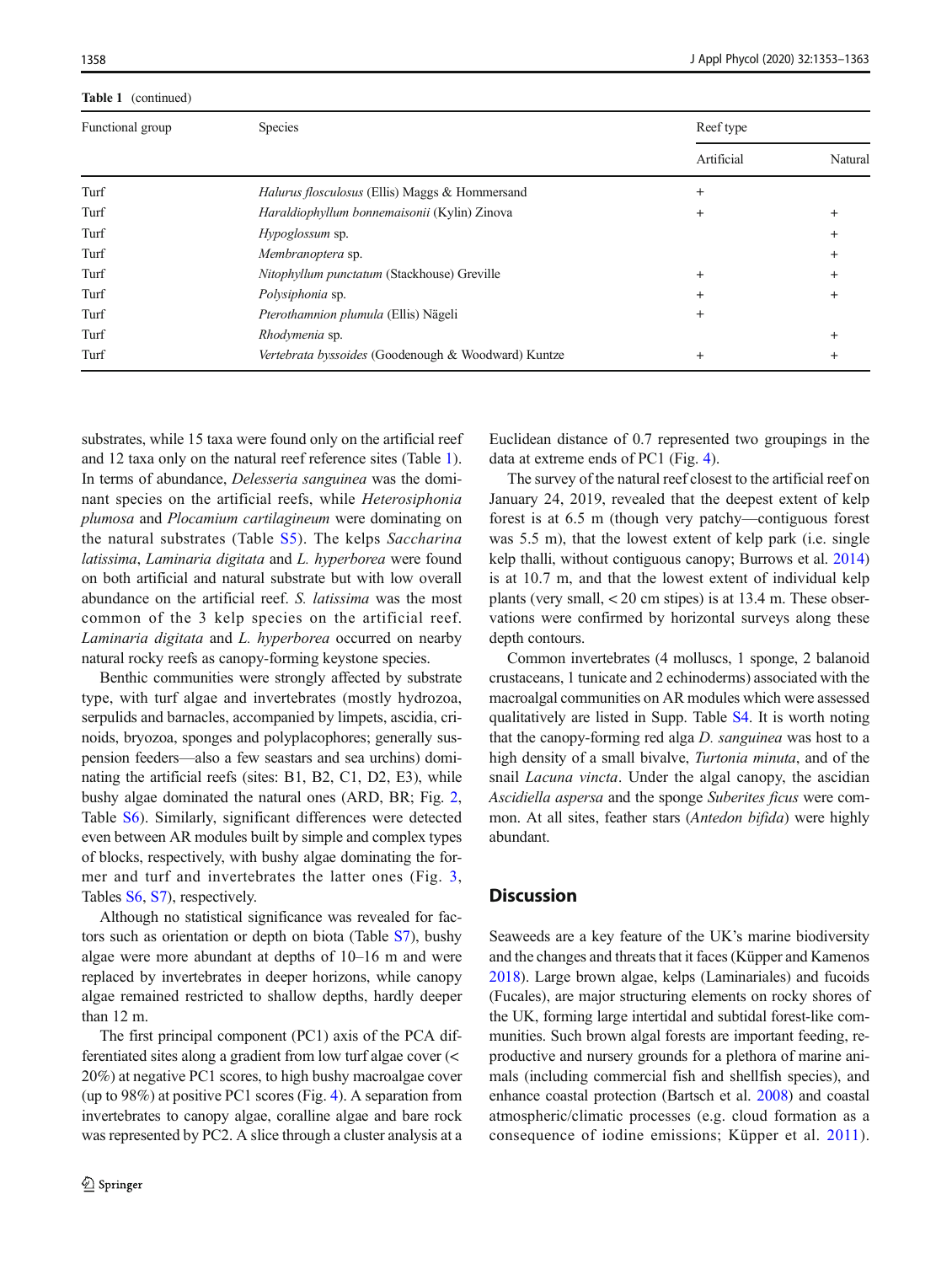**Table 1** (continued)

| Functional group | Species | Reef type | |
|---|---|---|---|
| | | Artificial | Natural |
| Turf | *Halurus flosculosus* (Ellis) Maggs & Hommersand | + | |
| Turf | *Haraldiophyllum bonnemaisonii* (Kylin) Zinova | + | + |
| Turf | *Hypoglossum* sp. | | + |
| Turf | *Membranoptera* sp. | | + |
| Turf | *Nitophyllum punctatum* (Stackhouse) Greville | + | + |
| Turf | *Polysiphonia* sp. | + | + |
| Turf | *Pterothamnion plumula* (Ellis) Nägeli | + | |
| Turf | *Rhodymenia* sp. | | + |
| Turf | *Vertebrata byssoides* (Goodenough & Woodward) Kuntze | + | + |

substrates, while 15 taxa were found only on the artificial reef and 12 taxa only on the natural reef reference sites (Table 1). In terms of abundance, *Delesseria sanguinea* was the dominant species on the artificial reefs, while *Heterosiphonia plumosa* and *Plocamium cartilagineum* were dominating on the natural substrates (Table S5). The kelps *Saccharina latissima*, *Laminaria digitata* and *L. hyperborea* were found on both artificial and natural substrate but with low overall abundance on the artificial reef. *S. latissima* was the most common of the 3 kelp species on the artificial reef. *Laminaria digitata* and *L. hyperborea* occurred on nearby natural rocky reefs as canopy-forming keystone species.

Benthic communities were strongly affected by substrate type, with turf algae and invertebrates (mostly hydrozoa, serpulids and barnacles, accompanied by limpets, ascidia, crinoids, bryozoa, sponges and polyplacophores; generally suspension feeders—also a few seastars and sea urchins) dominating the artificial reefs (sites: B1, B2, C1, D2, E3), while bushy algae dominated the natural ones (ARD, BR; Fig. 2, Table S6). Similarly, significant differences were detected even between AR modules built by simple and complex types of blocks, respectively, with bushy algae dominating the former and turf and invertebrates the latter ones (Fig. 3, Tables S6, S7), respectively.

Although no statistical significance was revealed for factors such as orientation or depth on biota (Table S7), bushy algae were more abundant at depths of 10–16 m and were replaced by invertebrates in deeper horizons, while canopy algae remained restricted to shallow depths, hardly deeper than 12 m.

The first principal component (PC1) axis of the PCA differentiated sites along a gradient from low turf algae cover (< 20%) at negative PC1 scores, to high bushy macroalgae cover (up to 98%) at positive PC1 scores (Fig. 4). A separation from invertebrates to canopy algae, coralline algae and bare rock was represented by PC2. A slice through a cluster analysis at a Euclidean distance of 0.7 represented two groupings in the data at extreme ends of PC1 (Fig. 4).

The survey of the natural reef closest to the artificial reef on January 24, 2019, revealed that the deepest extent of kelp forest is at 6.5 m (though very patchy—contiguous forest was 5.5 m), that the lowest extent of kelp park (i.e. single kelp thalli, without contiguous canopy; Burrows et al. 2014) is at 10.7 m, and that the lowest extent of individual kelp plants (very small, < 20 cm stipes) is at 13.4 m. These observations were confirmed by horizontal surveys along these depth contours.

Common invertebrates (4 molluscs, 1 sponge, 2 balanoid crustaceans, 1 tunicate and 2 echinoderms) associated with the macroalgal communities on AR modules which were assessed qualitatively are listed in Supp. Table S4. It is worth noting that the canopy-forming red alga *D. sanguinea* was host to a high density of a small bivalve, *Turtonia minuta*, and of the snail *Lacuna vincta*. Under the algal canopy, the ascidian *Ascidiella aspersa* and the sponge *Suberites ficus* were common. At all sites, feather stars (*Antedon bifida*) were highly abundant.

## Discussion

Seaweeds are a key feature of the UK's marine biodiversity and the changes and threats that it faces (Küpper and Kamenos 2018). Large brown algae, kelps (Laminariales) and fucoids (Fucales), are major structuring elements on rocky shores of the UK, forming large intertidal and subtidal forest-like communities. Such brown algal forests are important feeding, reproductive and nursery grounds for a plethora of marine animals (including commercial fish and shellfish species), and enhance coastal protection (Bartsch et al. 2008) and coastal atmospheric/climatic processes (e.g. cloud formation as a consequence of iodine emissions; Küpper et al. 2011).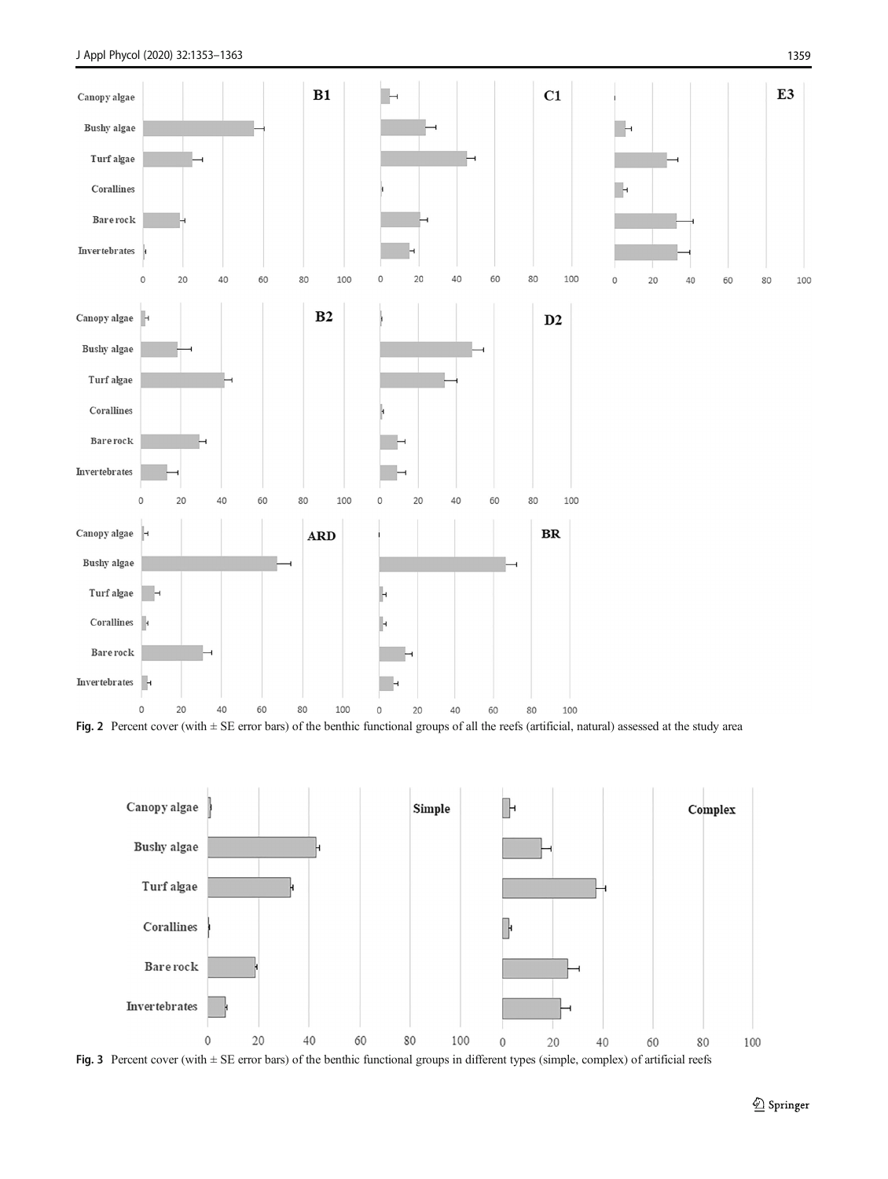Fig. 2 Percent cover (with ± SE error bars) of the benthic functional groups of all the reefs (artificial, natural) assessed at the study area

Fig. 3 Percent cover (with ± SE error bars) of the benthic functional groups in different types (simple, complex) of artificial reefs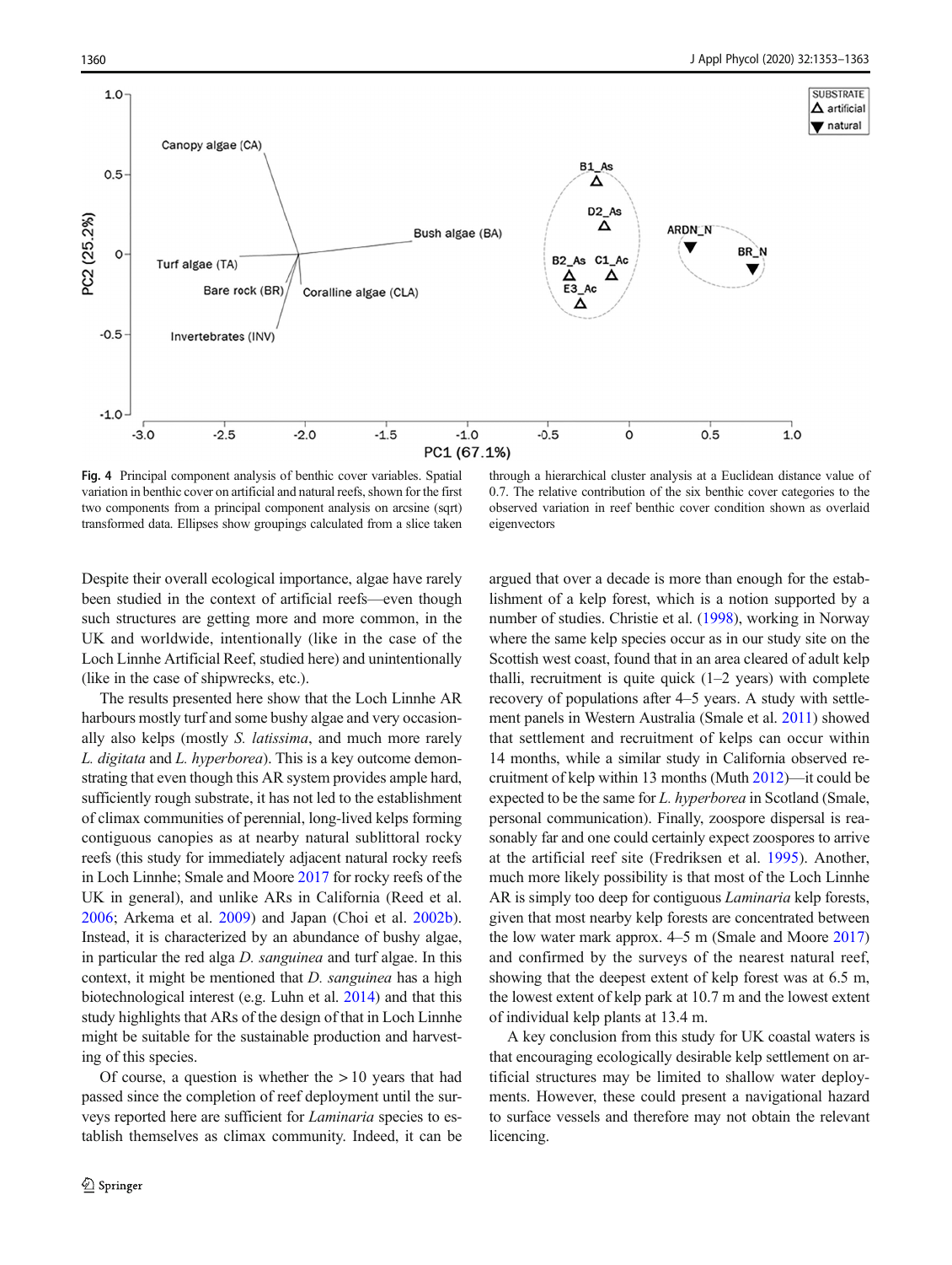Fig. 4 Principal component analysis of benthic cover variables. Spatial variation in benthic cover on artificial and natural reefs, shown for the first two components from a principal component analysis on arcsine (sqrt) transformed data. Ellipses show groupings calculated from a slice taken through a hierarchical cluster analysis at a Euclidean distance value of 0.7. The relative contribution of the six benthic cover categories to the observed variation in reef benthic cover condition shown as overlaid eigenvectors

Despite their overall ecological importance, algae have rarely been studied in the context of artificial reefs—even though such structures are getting more and more common, in the UK and worldwide, intentionally (like in the case of the Loch Linnhe Artificial Reef, studied here) and unintentionally (like in the case of shipwrecks, etc.).

The results presented here show that the Loch Linnhe AR harbours mostly turf and some bushy algae and very occasionally also kelps (mostly *S. latissima*, and much more rarely *L. digitata* and *L. hyperborea*). This is a key outcome demonstrating that even though this AR system provides ample hard, sufficiently rough substrate, it has not led to the establishment of climax communities of perennial, long-lived kelps forming contiguous canopies as at nearby natural sublittoral rocky reefs (this study for immediately adjacent natural rocky reefs in Loch Linnhe; Smale and Moore 2017 for rocky reefs of the UK in general), and unlike ARs in California (Reed et al. 2006; Arkema et al. 2009) and Japan (Choi et al. 2002b). Instead, it is characterized by an abundance of bushy algae, in particular the red alga *D. sanguinea* and turf algae. In this context, it might be mentioned that *D. sanguinea* has a high biotechnological interest (e.g. Luhn et al. 2014) and that this study highlights that ARs of the design of that in Loch Linnhe might be suitable for the sustainable production and harvesting of this species.

Of course, a question is whether the > 10 years that had passed since the completion of reef deployment until the surveys reported here are sufficient for *Laminaria* species to establish themselves as climax community. Indeed, it can be argued that over a decade is more than enough for the establishment of a kelp forest, which is a notion supported by a number of studies. Christie et al. (1998), working in Norway where the same kelp species occur as in our study site on the Scottish west coast, found that in an area cleared of adult kelp thalli, recruitment is quite quick (1–2 years) with complete recovery of populations after 4–5 years. A study with settlement panels in Western Australia (Smale et al. 2011) showed that settlement and recruitment of kelps can occur within 14 months, while a similar study in California observed recruitment of kelp within 13 months (Muth 2012)—it could be expected to be the same for *L. hyperborea* in Scotland (Smale, personal communication). Finally, zoospore dispersal is reasonably far and one could certainly expect zoospores to arrive at the artificial reef site (Fredriksen et al. 1995). Another, much more likely possibility is that most of the Loch Linnhe AR is simply too deep for contiguous *Laminaria* kelp forests, given that most nearby kelp forests are concentrated between the low water mark approx. 4–5 m (Smale and Moore 2017) and confirmed by the surveys of the nearest natural reef, showing that the deepest extent of kelp forest was at 6.5 m, the lowest extent of kelp park at 10.7 m and the lowest extent of individual kelp plants at 13.4 m.

A key conclusion from this study for UK coastal waters is that encouraging ecologically desirable kelp settlement on artificial structures may be limited to shallow water deployments. However, these could present a navigational hazard to surface vessels and therefore may not obtain the relevant licencing.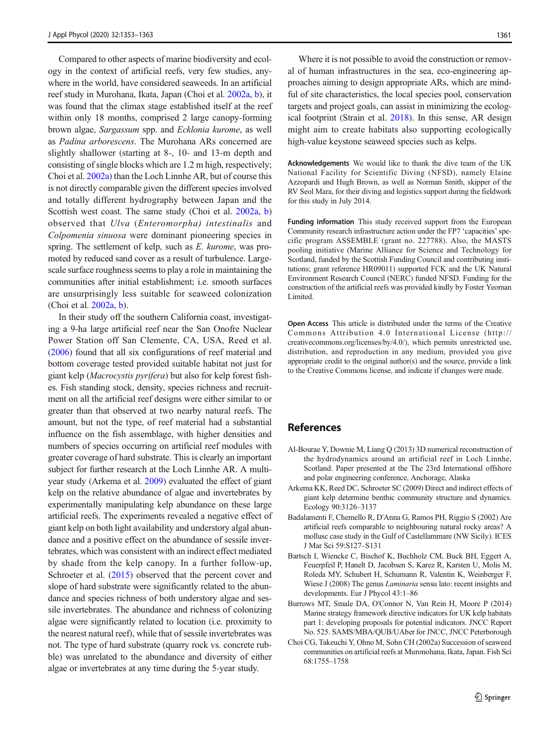Compared to other aspects of marine biodiversity and ecology in the context of artificial reefs, very few studies, anywhere in the world, have considered seaweeds. In an artificial reef study in Murohana, Ikata, Japan (Choi et al. 2002a, b), it was found that the climax stage established itself at the reef within only 18 months, comprised 2 large canopy-forming brown algae, *Sargassum* spp. and *Ecklonia kurome*, as well as *Padina arborescens*. The Murohana ARs concerned are slightly shallower (starting at 8-, 10- and 13-m depth and consisting of single blocks which are 1.2 m high, respectively; Choi et al. 2002a) than the Loch Linnhe AR, but of course this is not directly comparable given the different species involved and totally different hydrography between Japan and the Scottish west coast. The same study (Choi et al. 2002a, b) observed that *Ulva* (*Enteromorpha*) *intestinalis* and *Colpomenia sinuosa* were dominant pioneering species in spring. The settlement of kelp, such as *E. kurome*, was promoted by reduced sand cover as a result of turbulence. Large-scale surface roughness seems to play a role in maintaining the communities after initial establishment; i.e. smooth surfaces are unsurprisingly less suitable for seaweed colonization (Choi et al. 2002a, b).

In their study off the southern California coast, investigating a 9-ha large artificial reef near the San Onofre Nuclear Power Station off San Clemente, CA, USA, Reed et al. (2006) found that all six configurations of reef material and bottom coverage tested provided suitable habitat not just for giant kelp (*Macrocystis pyrifera*) but also for kelp forest fishes. Fish standing stock, density, species richness and recruitment on all the artificial reef designs were either similar to or greater than that observed at two nearby natural reefs. The amount, but not the type, of reef material had a substantial influence on the fish assemblage, with higher densities and numbers of species occurring on artificial reef modules with greater coverage of hard substrate. This is clearly an important subject for further research at the Loch Linnhe AR. A multi-year study (Arkema et al. 2009) evaluated the effect of giant kelp on the relative abundance of algae and invertebrates by experimentally manipulating kelp abundance on these large artificial reefs. The experiments revealed a negative effect of giant kelp on both light availability and understory algal abundance and a positive effect on the abundance of sessile invertebrates, which was consistent with an indirect effect mediated by shade from the kelp canopy. In a further follow-up, Schroeter et al. (2015) observed that the percent cover and slope of hard substrate were significantly related to the abundance and species richness of both understory algae and sessile invertebrates. The abundance and richness of colonizing algae were significantly related to location (i.e. proximity to the nearest natural reef), while that of sessile invertebrates was not. The type of hard substrate (quarry rock vs. concrete rubble) was unrelated to the abundance and diversity of either algae or invertebrates at any time during the 5-year study.

Where it is not possible to avoid the construction or removal of human infrastructures in the sea, eco-engineering approaches aiming to design appropriate ARs, which are mindful of site characteristics, the local species pool, conservation targets and project goals, can assist in minimizing the ecological footprint (Strain et al. 2018). In this sense, AR design might aim to create habitats also supporting ecologically high-value keystone seaweed species such as kelps.

**Acknowledgements** We would like to thank the dive team of the UK National Facility for Scientific Diving (NFSD), namely Elaine Azzopardi and Hugh Brown, as well as Norman Smith, skipper of the RV Seol Mara, for their diving and logistics support during the fieldwork for this study in July 2014.

**Funding information** This study received support from the European Community research infrastructure action under the FP7 'capacities' specific program ASSEMBLE (grant no. 227788). Also, the MASTS pooling initiative (Marine Alliance for Science and Technology for Scotland, funded by the Scottish Funding Council and contributing institutions; grant reference HR09011) supported FCK and the UK Natural Environment Research Council (NERC) funded NFSD. Funding for the construction of the artificial reefs was provided kindly by Foster Yeoman Limited.

**Open Access** This article is distributed under the terms of the Creative Commons Attribution 4.0 International License (http://creativecommons.org/licenses/by/4.0/), which permits unrestricted use, distribution, and reproduction in any medium, provided you give appropriate credit to the original author(s) and the source, provide a link to the Creative Commons license, and indicate if changes were made.

## References

Al-Bourae Y, Downie M, Liang Q (2013) 3D numerical reconstruction of the hydrodynamics around an artificial reef in Loch Linnhe, Scotland. Paper presented at the The 23rd International offshore and polar engineering conference, Anchorage, Alaska

Arkema KK, Reed DC, Schroeter SC (2009) Direct and indirect effects of giant kelp determine benthic community structure and dynamics. Ecology 90:3126–3137

Badalamenti F, Chemello R, D'Anna G, Ramos PH, Riggio S (2002) Are artificial reefs comparable to neighbouring natural rocky areas? A mollusc case study in the Gulf of Castellammare (NW Sicily). ICES J Mar Sci 59:S127–S131

Bartsch I, Wiencke C, Bischof K, Buchholz CM, Buck BH, Eggert A, Feuerpfeil P, Hanelt D, Jacobsen S, Karez R, Karsten U, Molis M, Roleda MY, Schubert H, Schumann R, Valentin K, Weinberger F, Wiese J (2008) The genus *Laminaria* sensu lato: recent insights and developments. Eur J Phycol 43:1–86

Burrows MT, Smale DA, O'Connor N, Van Rein H, Moore P (2014) Marine strategy framework directive indicators for UK kelp habitats part 1: developing proposals for potential indicators. JNCC Report No. 525. SAMS/MBA/QUB/UAber for JNCC, JNCC Peterborough

Choi CG, Takeuchi Y, Ohno M, Sohn CH (2002a) Succession of seaweed communities on artificial reefs at Muronohana, Ikata, Japan. Fish Sci 68:1755–1758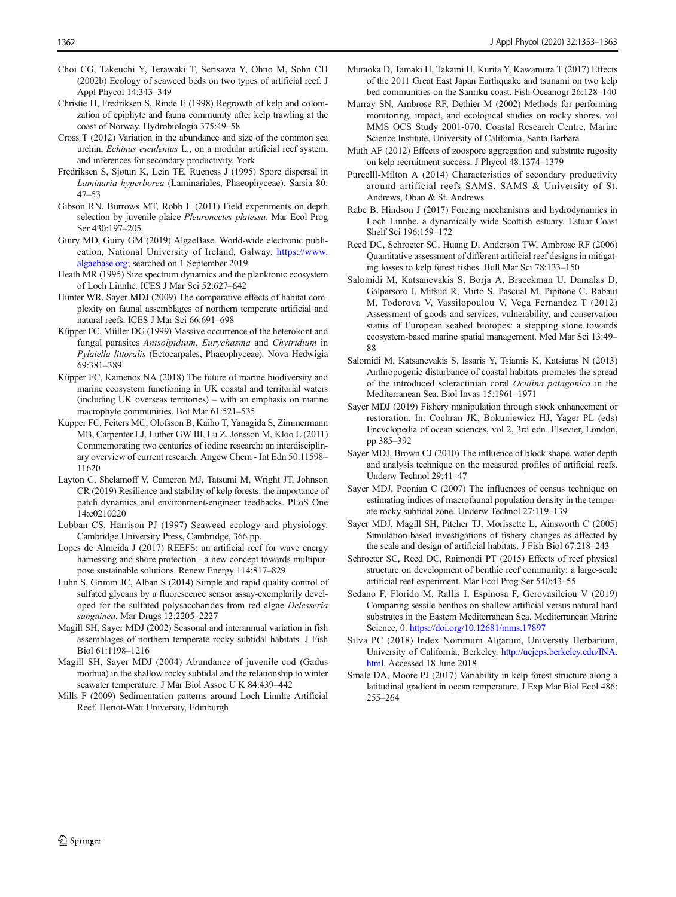Choi CG, Takeuchi Y, Terawaki T, Serisawa Y, Ohno M, Sohn CH (2002b) Ecology of seaweed beds on two types of artificial reef. J Appl Phycol 14:343–349

Christie H, Fredriksen S, Rinde E (1998) Regrowth of kelp and colonization of epiphyte and fauna community after kelp trawling at the coast of Norway. Hydrobiologia 375:49–58

Cross T (2012) Variation in the abundance and size of the common sea urchin, *Echinus esculentus* L., on a modular artificial reef system, and inferences for secondary productivity. York

Fredriksen S, Sjøtun K, Lein TE, Rueness J (1995) Spore dispersal in *Laminaria hyperborea* (Laminariales, Phaeophyceae). Sarsia 80: 47–53

Gibson RN, Burrows MT, Robb L (2011) Field experiments on depth selection by juvenile plaice *Pleuronectes platessa*. Mar Ecol Prog Ser 430:197–205

Guiry MD, Guiry GM (2019) AlgaeBase. World-wide electronic publication, National University of Ireland, Galway. https://www.algaebase.org; searched on 1 September 2019

Heath MR (1995) Size spectrum dynamics and the planktonic ecosystem of Loch Linnhe. ICES J Mar Sci 52:627–642

Hunter WR, Sayer MDJ (2009) The comparative effects of habitat complexity on faunal assemblages of northern temperate artificial and natural reefs. ICES J Mar Sci 66:691–698

Küpper FC, Müller DG (1999) Massive occurrence of the heterokont and fungal parasites *Anisolpidium*, *Eurychasma* and *Chytridium* in *Pylaiella littoralis* (Ectocarpales, Phaeophyceae). Nova Hedwigia 69:381–389

Küpper FC, Kamenos NA (2018) The future of marine biodiversity and marine ecosystem functioning in UK coastal and territorial waters (including UK overseas territories) – with an emphasis on marine macrophyte communities. Bot Mar 61:521–535

Küpper FC, Feiters MC, Olofsson B, Kaiho T, Yanagida S, Zimmermann MB, Carpenter LJ, Luther GW III, Lu Z, Jonsson M, Kloo L (2011) Commemorating two centuries of iodine research: an interdisciplinary overview of current research. Angew Chem - Int Edn 50:11598–11620

Layton C, Shelamoff V, Cameron MJ, Tatsumi M, Wright JT, Johnson CR (2019) Resilience and stability of kelp forests: the importance of patch dynamics and environment-engineer feedbacks. PLoS One 14:e0210220

Lobban CS, Harrison PJ (1997) Seaweed ecology and physiology. Cambridge University Press, Cambridge, 366 pp.

Lopes de Almeida J (2017) REEFS: an artificial reef for wave energy harnessing and shore protection - a new concept towards multipurpose sustainable solutions. Renew Energy 114:817–829

Luhn S, Grimm JC, Alban S (2014) Simple and rapid quality control of sulfated glycans by a fluorescence sensor assay-exemplarily developed for the sulfated polysaccharides from red algae *Delesseria sanguinea*. Mar Drugs 12:2205–2227

Magill SH, Sayer MDJ (2002) Seasonal and interannual variation in fish assemblages of northern temperate rocky subtidal habitats. J Fish Biol 61:1198–1216

Magill SH, Sayer MDJ (2004) Abundance of juvenile cod (Gadus morhua) in the shallow rocky subtidal and the relationship to winter seawater temperature. J Mar Biol Assoc U K 84:439–442

Mills F (2009) Sedimentation patterns around Loch Linnhe Artificial Reef. Heriot-Watt University, Edinburgh

Muraoka D, Tamaki H, Takami H, Kurita Y, Kawamura T (2017) Effects of the 2011 Great East Japan Earthquake and tsunami on two kelp bed communities on the Sanriku coast. Fish Oceanogr 26:128–140

Murray SN, Ambrose RF, Dethier M (2002) Methods for performing monitoring, impact, and ecological studies on rocky shores. vol MMS OCS Study 2001-070. Coastal Research Centre, Marine Science Institute, University of California, Santa Barbara

Muth AF (2012) Effects of zoospore aggregation and substrate rugosity on kelp recruitment success. J Phycol 48:1374–1379

Purcelll-Milton A (2014) Characteristics of secondary productivity around artificial reefs SAMS. SAMS & University of St. Andrews, Oban & St. Andrews

Rabe B, Hindson J (2017) Forcing mechanisms and hydrodynamics in Loch Linnhe, a dynamically wide Scottish estuary. Estuar Coast Shelf Sci 196:159–172

Reed DC, Schroeter SC, Huang D, Anderson TW, Ambrose RF (2006) Quantitative assessment of different artificial reef designs in mitigating losses to kelp forest fishes. Bull Mar Sci 78:133–150

Salomidi M, Katsanevakis S, Borja A, Braeckman U, Damalas D, Galparsoro I, Mifsud R, Mirto S, Pascual M, Pipitone C, Rabaut M, Todorova V, Vassilopoulou V, Vega Fernandez T (2012) Assessment of goods and services, vulnerability, and conservation status of European seabed biotopes: a stepping stone towards ecosystem-based marine spatial management. Med Mar Sci 13:49–88

Salomidi M, Katsanevakis S, Issaris Y, Tsiamis K, Katsiaras N (2013) Anthropogenic disturbance of coastal habitats promotes the spread of the introduced scleractinian coral *Oculina patagonica* in the Mediterranean Sea. Biol Invas 15:1961–1971

Sayer MDJ (2019) Fishery manipulation through stock enhancement or restoration. In: Cochran JK, Bokuniewicz HJ, Yager PL (eds) Encyclopedia of ocean sciences, vol 2, 3rd edn. Elsevier, London, pp 385–392

Sayer MDJ, Brown CJ (2010) The influence of block shape, water depth and analysis technique on the measured profiles of artificial reefs. Underw Technol 29:41–47

Sayer MDJ, Poonian C (2007) The influences of census technique on estimating indices of macrofaunal population density in the temperate rocky subtidal zone. Underw Technol 27:119–139

Sayer MDJ, Magill SH, Pitcher TJ, Morissette L, Ainsworth C (2005) Simulation-based investigations of fishery changes as affected by the scale and design of artificial habitats. J Fish Biol 67:218–243

Schroeter SC, Reed DC, Raimondi PT (2015) Effects of reef physical structure on development of benthic reef community: a large-scale artificial reef experiment. Mar Ecol Prog Ser 540:43–55

Sedano F, Florido M, Rallis I, Espinosa F, Gerovasileiou V (2019) Comparing sessile benthos on shallow artificial versus natural hard substrates in the Eastern Mediterranean Sea. Mediterranean Marine Science, 0. https://doi.org/10.12681/mms.17897

Silva PC (2018) Index Nominum Algarum, University Herbarium, University of California, Berkeley. http://ucjeps.berkeley.edu/INA.html. Accessed 18 June 2018

Smale DA, Moore PJ (2017) Variability in kelp forest structure along a latitudinal gradient in ocean temperature. J Exp Mar Biol Ecol 486: 255–264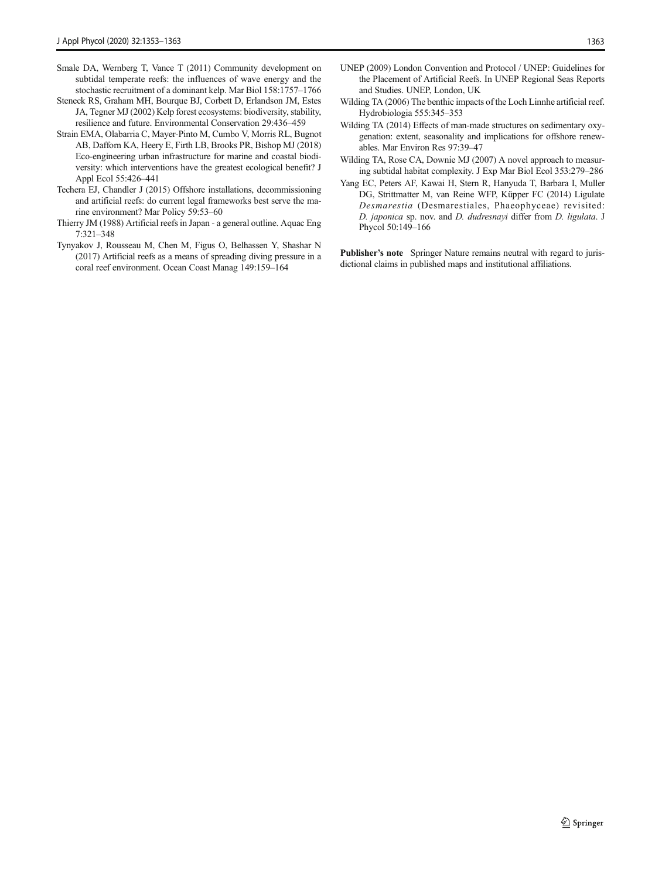Smale DA, Wernberg T, Vance T (2011) Community development on subtidal temperate reefs: the influences of wave energy and the stochastic recruitment of a dominant kelp. Mar Biol 158:1757–1766

Steneck RS, Graham MH, Bourque BJ, Corbett D, Erlandson JM, Estes JA, Tegner MJ (2002) Kelp forest ecosystems: biodiversity, stability, resilience and future. Environmental Conservation 29:436–459

Strain EMA, Olabarria C, Mayer-Pinto M, Cumbo V, Morris RL, Bugnot AB, Dafforn KA, Heery E, Firth LB, Brooks PR, Bishop MJ (2018) Eco-engineering urban infrastructure for marine and coastal biodiversity: which interventions have the greatest ecological benefit? J Appl Ecol 55:426–441

Techera EJ, Chandler J (2015) Offshore installations, decommissioning and artificial reefs: do current legal frameworks best serve the marine environment? Mar Policy 59:53–60

Thierry JM (1988) Artificial reefs in Japan - a general outline. Aquac Eng 7:321–348

Tynyakov J, Rousseau M, Chen M, Figus O, Belhassen Y, Shashar N (2017) Artificial reefs as a means of spreading diving pressure in a coral reef environment. Ocean Coast Manag 149:159–164

UNEP (2009) London Convention and Protocol / UNEP: Guidelines for the Placement of Artificial Reefs. In UNEP Regional Seas Reports and Studies. UNEP, London, UK

Wilding TA (2006) The benthic impacts of the Loch Linnhe artificial reef. Hydrobiologia 555:345–353

Wilding TA (2014) Effects of man-made structures on sedimentary oxygenation: extent, seasonality and implications for offshore renewables. Mar Environ Res 97:39–47

Wilding TA, Rose CA, Downie MJ (2007) A novel approach to measuring subtidal habitat complexity. J Exp Mar Biol Ecol 353:279–286

Yang EC, Peters AF, Kawai H, Stern R, Hanyuda T, Barbara I, Muller DG, Strittmatter M, van Reine WFP, Küpper FC (2014) Ligulate *Desmarestia* (Desmarestiales, Phaeophyceae) revisited: *D. japonica* sp. nov. and *D. dudresnayi* differ from *D. ligulata*. J Phycol 50:149–166

**Publisher's note** Springer Nature remains neutral with regard to jurisdictional claims in published maps and institutional affiliations.